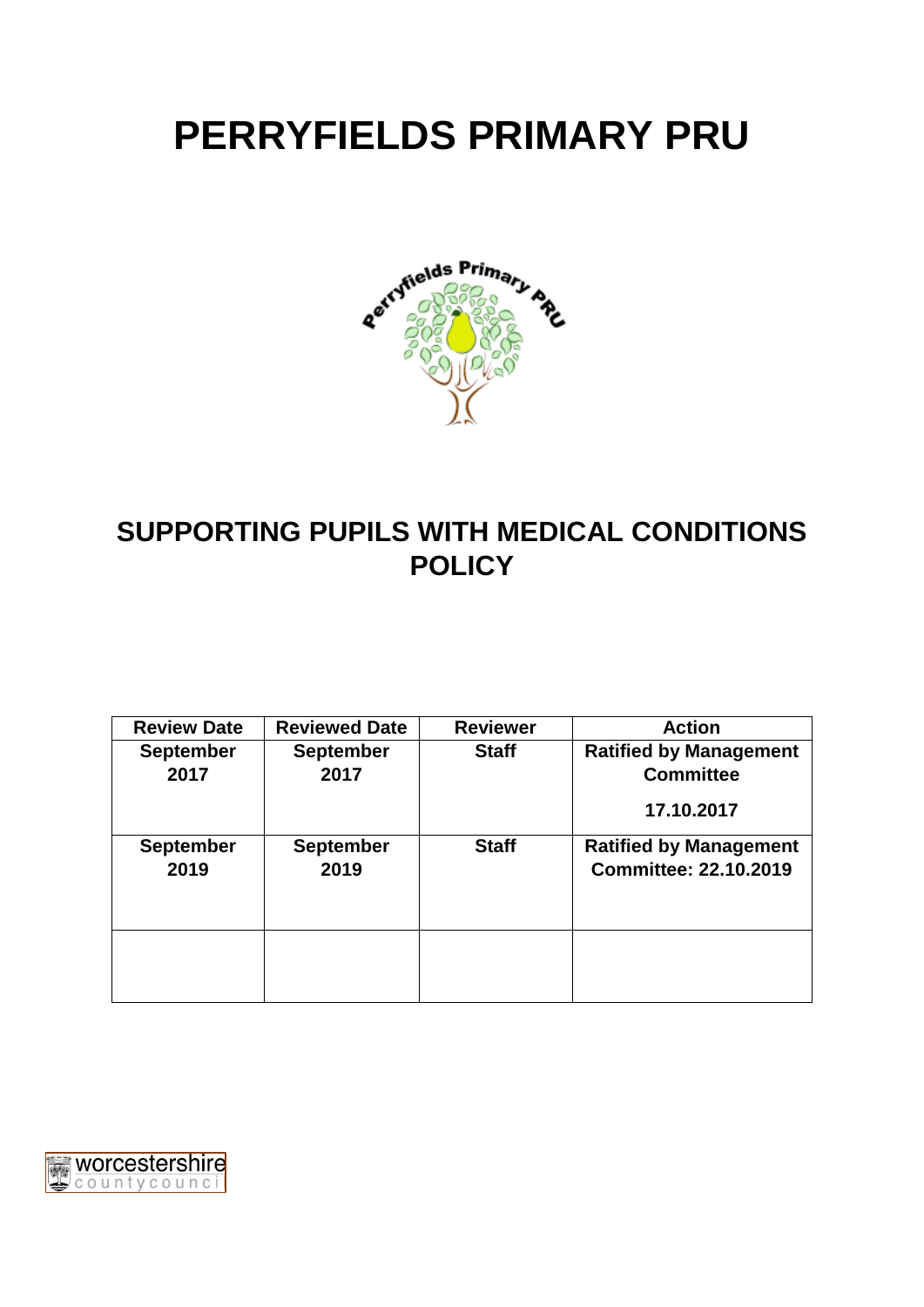# PERRYFIELDS PRIMARY PRU

## SUPPORTING PUPILS WITH MEDICAL CONDITIONS POLICY

| Review Date | Reviewed Date | Reviewer | Action |
|---|---|---|---|
| September 2017 | September 2017 | Staff | Ratified by Management Committee<br><br>17.10.2017 |
| September 2019 | September 2019 | Staff | Ratified by Management Committee: 22.10.2019 |
| | | | |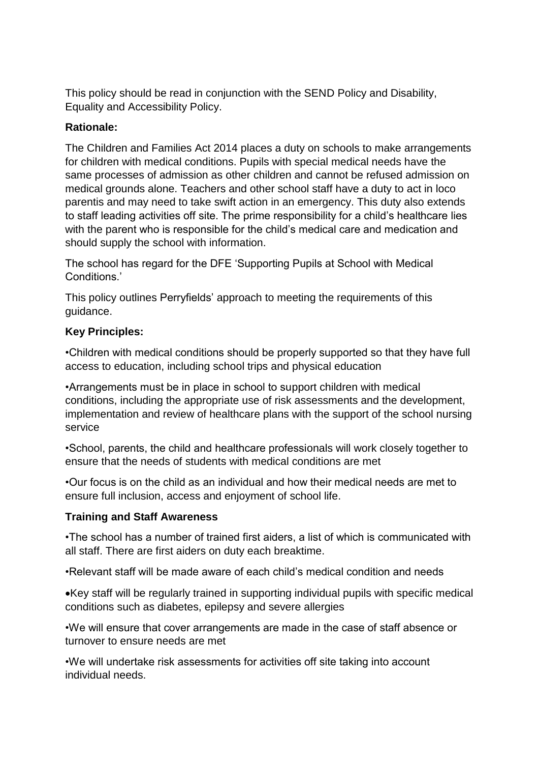This policy should be read in conjunction with the SEND Policy and Disability, Equality and Accessibility Policy.

**Rationale:**

The Children and Families Act 2014 places a duty on schools to make arrangements for children with medical conditions. Pupils with special medical needs have the same processes of admission as other children and cannot be refused admission on medical grounds alone. Teachers and other school staff have a duty to act in loco parentis and may need to take swift action in an emergency. This duty also extends to staff leading activities off site. The prime responsibility for a child's healthcare lies with the parent who is responsible for the child's medical care and medication and should supply the school with information.

The school has regard for the DFE 'Supporting Pupils at School with Medical Conditions.'

This policy outlines Perryfields' approach to meeting the requirements of this guidance.

**Key Principles:**

- Children with medical conditions should be properly supported so that they have full access to education, including school trips and physical education
- Arrangements must be in place in school to support children with medical conditions, including the appropriate use of risk assessments and the development, implementation and review of healthcare plans with the support of the school nursing service
- School, parents, the child and healthcare professionals will work closely together to ensure that the needs of students with medical conditions are met
- Our focus is on the child as an individual and how their medical needs are met to ensure full inclusion, access and enjoyment of school life.

**Training and Staff Awareness**

- The school has a number of trained first aiders, a list of which is communicated with all staff. There are first aiders on duty each breaktime.
- Relevant staff will be made aware of each child's medical condition and needs
- Key staff will be regularly trained in supporting individual pupils with specific medical conditions such as diabetes, epilepsy and severe allergies
- We will ensure that cover arrangements are made in the case of staff absence or turnover to ensure needs are met
- We will undertake risk assessments for activities off site taking into account individual needs.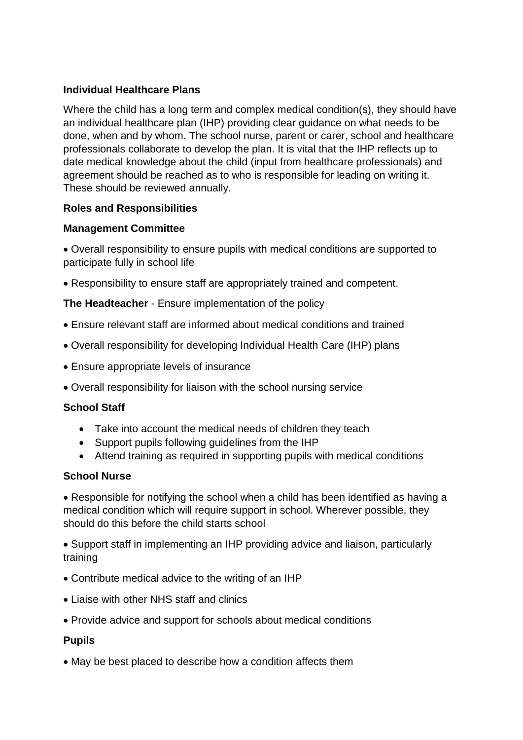**Individual Healthcare Plans**

Where the child has a long term and complex medical condition(s), they should have an individual healthcare plan (IHP) providing clear guidance on what needs to be done, when and by whom. The school nurse, parent or carer, school and healthcare professionals collaborate to develop the plan. It is vital that the IHP reflects up to date medical knowledge about the child (input from healthcare professionals) and agreement should be reached as to who is responsible for leading on writing it. These should be reviewed annually.

**Roles and Responsibilities**

**Management Committee**

- Overall responsibility to ensure pupils with medical conditions are supported to participate fully in school life
- Responsibility to ensure staff are appropriately trained and competent.

**The Headteacher** - Ensure implementation of the policy

- Ensure relevant staff are informed about medical conditions and trained
- Overall responsibility for developing Individual Health Care (IHP) plans
- Ensure appropriate levels of insurance
- Overall responsibility for liaison with the school nursing service

**School Staff**

- Take into account the medical needs of children they teach
- Support pupils following guidelines from the IHP
- Attend training as required in supporting pupils with medical conditions

**School Nurse**

- Responsible for notifying the school when a child has been identified as having a medical condition which will require support in school. Wherever possible, they should do this before the child starts school
- Support staff in implementing an IHP providing advice and liaison, particularly training
- Contribute medical advice to the writing of an IHP
- Liaise with other NHS staff and clinics
- Provide advice and support for schools about medical conditions

**Pupils**

- May be best placed to describe how a condition affects them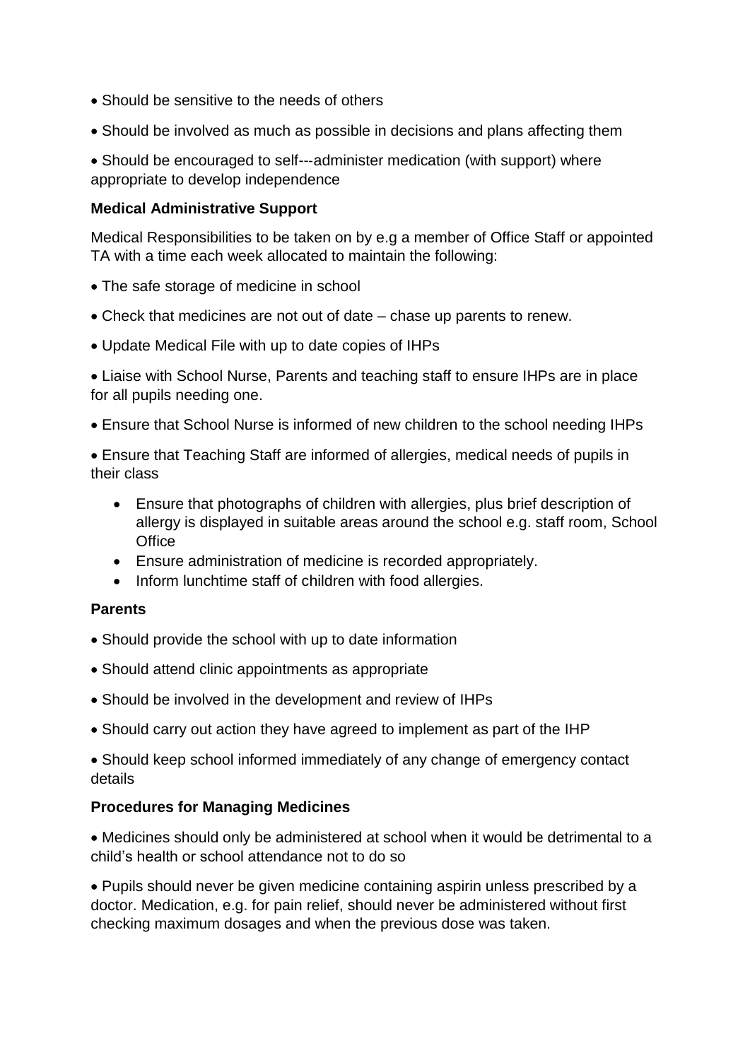- Should be sensitive to the needs of others
- Should be involved as much as possible in decisions and plans affecting them
- Should be encouraged to self---administer medication (with support) where appropriate to develop independence

**Medical Administrative Support**

Medical Responsibilities to be taken on by e.g a member of Office Staff or appointed TA with a time each week allocated to maintain the following:

- The safe storage of medicine in school
- Check that medicines are not out of date – chase up parents to renew.
- Update Medical File with up to date copies of IHPs
- Liaise with School Nurse, Parents and teaching staff to ensure IHPs are in place for all pupils needing one.
- Ensure that School Nurse is informed of new children to the school needing IHPs
- Ensure that Teaching Staff are informed of allergies, medical needs of pupils in their class
    - Ensure that photographs of children with allergies, plus brief description of allergy is displayed in suitable areas around the school e.g. staff room, School Office
    - Ensure administration of medicine is recorded appropriately.
    - Inform lunchtime staff of children with food allergies.

**Parents**

- Should provide the school with up to date information
- Should attend clinic appointments as appropriate
- Should be involved in the development and review of IHPs
- Should carry out action they have agreed to implement as part of the IHP
- Should keep school informed immediately of any change of emergency contact details

**Procedures for Managing Medicines**

- Medicines should only be administered at school when it would be detrimental to a child's health or school attendance not to do so
- Pupils should never be given medicine containing aspirin unless prescribed by a doctor. Medication, e.g. for pain relief, should never be administered without first checking maximum dosages and when the previous dose was taken.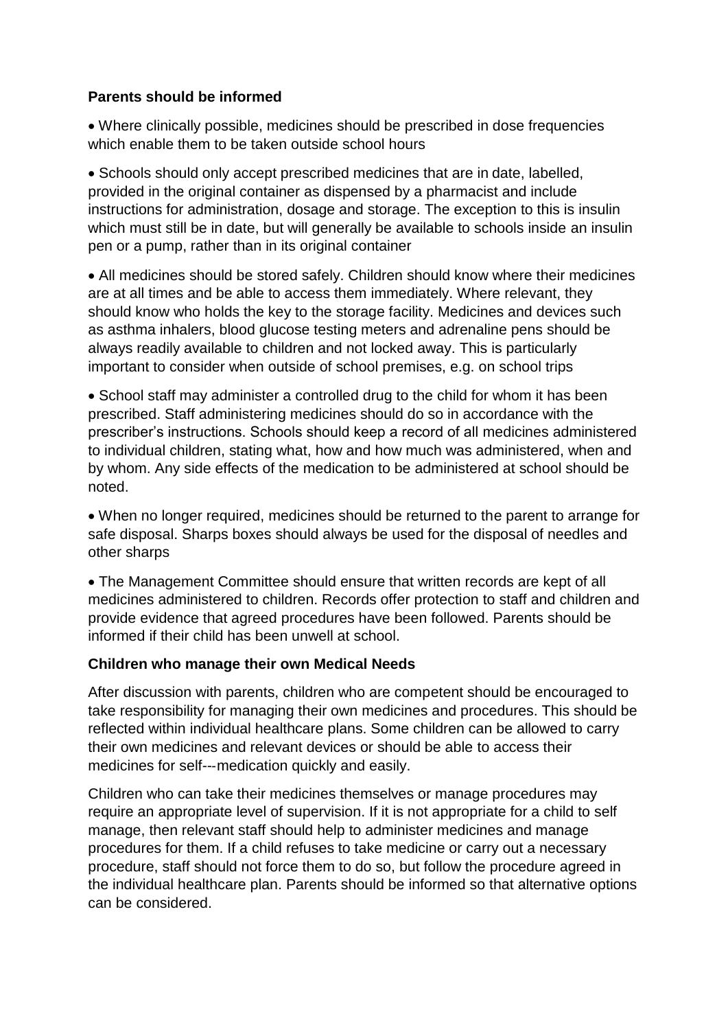**Parents should be informed**

- Where clinically possible, medicines should be prescribed in dose frequencies which enable them to be taken outside school hours

- Schools should only accept prescribed medicines that are in date, labelled, provided in the original container as dispensed by a pharmacist and include instructions for administration, dosage and storage. The exception to this is insulin which must still be in date, but will generally be available to schools inside an insulin pen or a pump, rather than in its original container

- All medicines should be stored safely. Children should know where their medicines are at all times and be able to access them immediately. Where relevant, they should know who holds the key to the storage facility. Medicines and devices such as asthma inhalers, blood glucose testing meters and adrenaline pens should be always readily available to children and not locked away. This is particularly important to consider when outside of school premises, e.g. on school trips

- School staff may administer a controlled drug to the child for whom it has been prescribed. Staff administering medicines should do so in accordance with the prescriber's instructions. Schools should keep a record of all medicines administered to individual children, stating what, how and how much was administered, when and by whom. Any side effects of the medication to be administered at school should be noted.

- When no longer required, medicines should be returned to the parent to arrange for safe disposal. Sharps boxes should always be used for the disposal of needles and other sharps

- The Management Committee should ensure that written records are kept of all medicines administered to children. Records offer protection to staff and children and provide evidence that agreed procedures have been followed. Parents should be informed if their child has been unwell at school.

**Children who manage their own Medical Needs**

After discussion with parents, children who are competent should be encouraged to take responsibility for managing their own medicines and procedures. This should be reflected within individual healthcare plans. Some children can be allowed to carry their own medicines and relevant devices or should be able to access their medicines for self---medication quickly and easily.

Children who can take their medicines themselves or manage procedures may require an appropriate level of supervision. If it is not appropriate for a child to self manage, then relevant staff should help to administer medicines and manage procedures for them. If a child refuses to take medicine or carry out a necessary procedure, staff should not force them to do so, but follow the procedure agreed in the individual healthcare plan. Parents should be informed so that alternative options can be considered.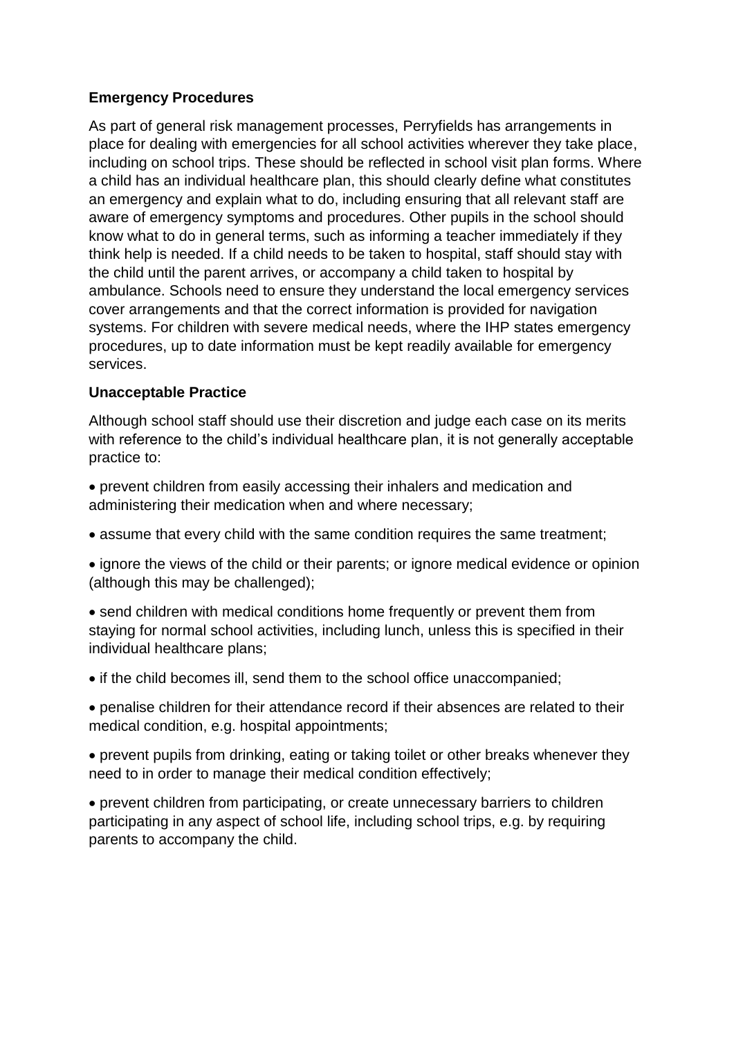**Emergency Procedures**

As part of general risk management processes, Perryfields has arrangements in place for dealing with emergencies for all school activities wherever they take place, including on school trips. These should be reflected in school visit plan forms. Where a child has an individual healthcare plan, this should clearly define what constitutes an emergency and explain what to do, including ensuring that all relevant staff are aware of emergency symptoms and procedures. Other pupils in the school should know what to do in general terms, such as informing a teacher immediately if they think help is needed. If a child needs to be taken to hospital, staff should stay with the child until the parent arrives, or accompany a child taken to hospital by ambulance. Schools need to ensure they understand the local emergency services cover arrangements and that the correct information is provided for navigation systems. For children with severe medical needs, where the IHP states emergency procedures, up to date information must be kept readily available for emergency services.

**Unacceptable Practice**

Although school staff should use their discretion and judge each case on its merits with reference to the child's individual healthcare plan, it is not generally acceptable practice to:

- prevent children from easily accessing their inhalers and medication and administering their medication when and where necessary;
- assume that every child with the same condition requires the same treatment;
- ignore the views of the child or their parents; or ignore medical evidence or opinion (although this may be challenged);
- send children with medical conditions home frequently or prevent them from staying for normal school activities, including lunch, unless this is specified in their individual healthcare plans;
- if the child becomes ill, send them to the school office unaccompanied;
- penalise children for their attendance record if their absences are related to their medical condition, e.g. hospital appointments;
- prevent pupils from drinking, eating or taking toilet or other breaks whenever they need to in order to manage their medical condition effectively;
- prevent children from participating, or create unnecessary barriers to children participating in any aspect of school life, including school trips, e.g. by requiring parents to accompany the child.